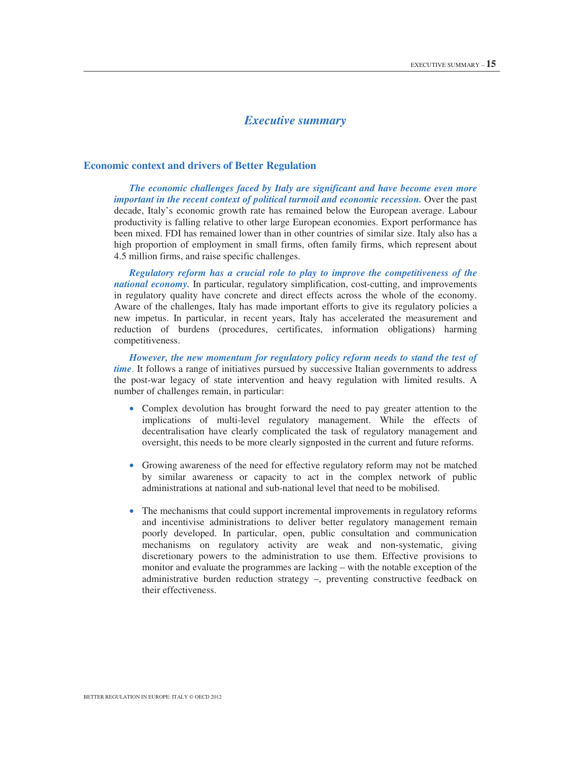# *Executive summary*

## Economic context and drivers of Better Regulation

***The economic challenges faced by Italy are significant and have become even more important in the recent context of political turmoil and economic recession.*** Over the past decade, Italy's economic growth rate has remained below the European average. Labour productivity is falling relative to other large European economies. Export performance has been mixed. FDI has remained lower than in other countries of similar size. Italy also has a high proportion of employment in small firms, often family firms, which represent about 4.5 million firms, and raise specific challenges.

***Regulatory reform has a crucial role to play to improve the competitiveness of the national economy.*** In particular, regulatory simplification, cost-cutting, and improvements in regulatory quality have concrete and direct effects across the whole of the economy. Aware of the challenges, Italy has made important efforts to give its regulatory policies a new impetus. In particular, in recent years, Italy has accelerated the measurement and reduction of burdens (procedures, certificates, information obligations) harming competitiveness.

***However, the new momentum for regulatory policy reform needs to stand the test of time.*** It follows a range of initiatives pursued by successive Italian governments to address the post-war legacy of state intervention and heavy regulation with limited results. A number of challenges remain, in particular:

- Complex devolution has brought forward the need to pay greater attention to the implications of multi-level regulatory management. While the effects of decentralisation have clearly complicated the task of regulatory management and oversight, this needs to be more clearly signposted in the current and future reforms.
- Growing awareness of the need for effective regulatory reform may not be matched by similar awareness or capacity to act in the complex network of public administrations at national and sub-national level that need to be mobilised.
- The mechanisms that could support incremental improvements in regulatory reforms and incentivise administrations to deliver better regulatory management remain poorly developed. In particular, open, public consultation and communication mechanisms on regulatory activity are weak and non-systematic, giving discretionary powers to the administration to use them. Effective provisions to monitor and evaluate the programmes are lacking – with the notable exception of the administrative burden reduction strategy –, preventing constructive feedback on their effectiveness.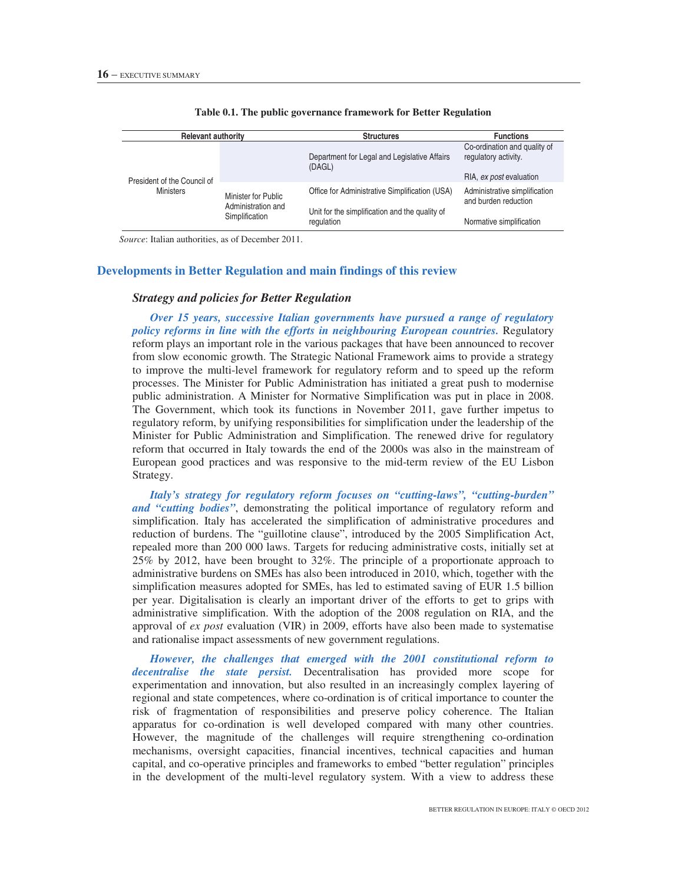**Table 0.1. The public governance framework for Better Regulation**

| Relevant authority | | Structures | Functions |
|---|---|---|---|
| President of the Council of Ministers | | Department for Legal and Legislative Affairs (DAGL) | Co-ordination and quality of regulatory activity. |
| | | | RIA, *ex post* evaluation |
| | Minister for Public Administration and Simplification | Office for Administrative Simplification (USA) | Administrative simplification and burden reduction |
| | | Unit for the simplification and the quality of regulation | Normative simplification |

*Source*: Italian authorities, as of December 2011.

## Developments in Better Regulation and main findings of this review

### *Strategy and policies for Better Regulation*

***Over 15 years, successive Italian governments have pursued a range of regulatory policy reforms in line with the efforts in neighbouring European countries.*** Regulatory reform plays an important role in the various packages that have been announced to recover from slow economic growth. The Strategic National Framework aims to provide a strategy to improve the multi-level framework for regulatory reform and to speed up the reform processes. The Minister for Public Administration has initiated a great push to modernise public administration. A Minister for Normative Simplification was put in place in 2008. The Government, which took its functions in November 2011, gave further impetus to regulatory reform, by unifying responsibilities for simplification under the leadership of the Minister for Public Administration and Simplification. The renewed drive for regulatory reform that occurred in Italy towards the end of the 2000s was also in the mainstream of European good practices and was responsive to the mid-term review of the EU Lisbon Strategy.

***Italy's strategy for regulatory reform focuses on "cutting-laws", "cutting-burden" and "cutting bodies"***, demonstrating the political importance of regulatory reform and simplification. Italy has accelerated the simplification of administrative procedures and reduction of burdens. The "guillotine clause", introduced by the 2005 Simplification Act, repealed more than 200 000 laws. Targets for reducing administrative costs, initially set at 25% by 2012, have been brought to 32%. The principle of a proportionate approach to administrative burdens on SMEs has also been introduced in 2010, which, together with the simplification measures adopted for SMEs, has led to estimated saving of EUR 1.5 billion per year. Digitalisation is clearly an important driver of the efforts to get to grips with administrative simplification. With the adoption of the 2008 regulation on RIA, and the approval of *ex post* evaluation (VIR) in 2009, efforts have also been made to systematise and rationalise impact assessments of new government regulations.

***However, the challenges that emerged with the 2001 constitutional reform to decentralise the state persist.*** Decentralisation has provided more scope for experimentation and innovation, but also resulted in an increasingly complex layering of regional and state competences, where co-ordination is of critical importance to counter the risk of fragmentation of responsibilities and preserve policy coherence. The Italian apparatus for co-ordination is well developed compared with many other countries. However, the magnitude of the challenges will require strengthening co-ordination mechanisms, oversight capacities, financial incentives, technical capacities and human capital, and co-operative principles and frameworks to embed "better regulation" principles in the development of the multi-level regulatory system. With a view to address these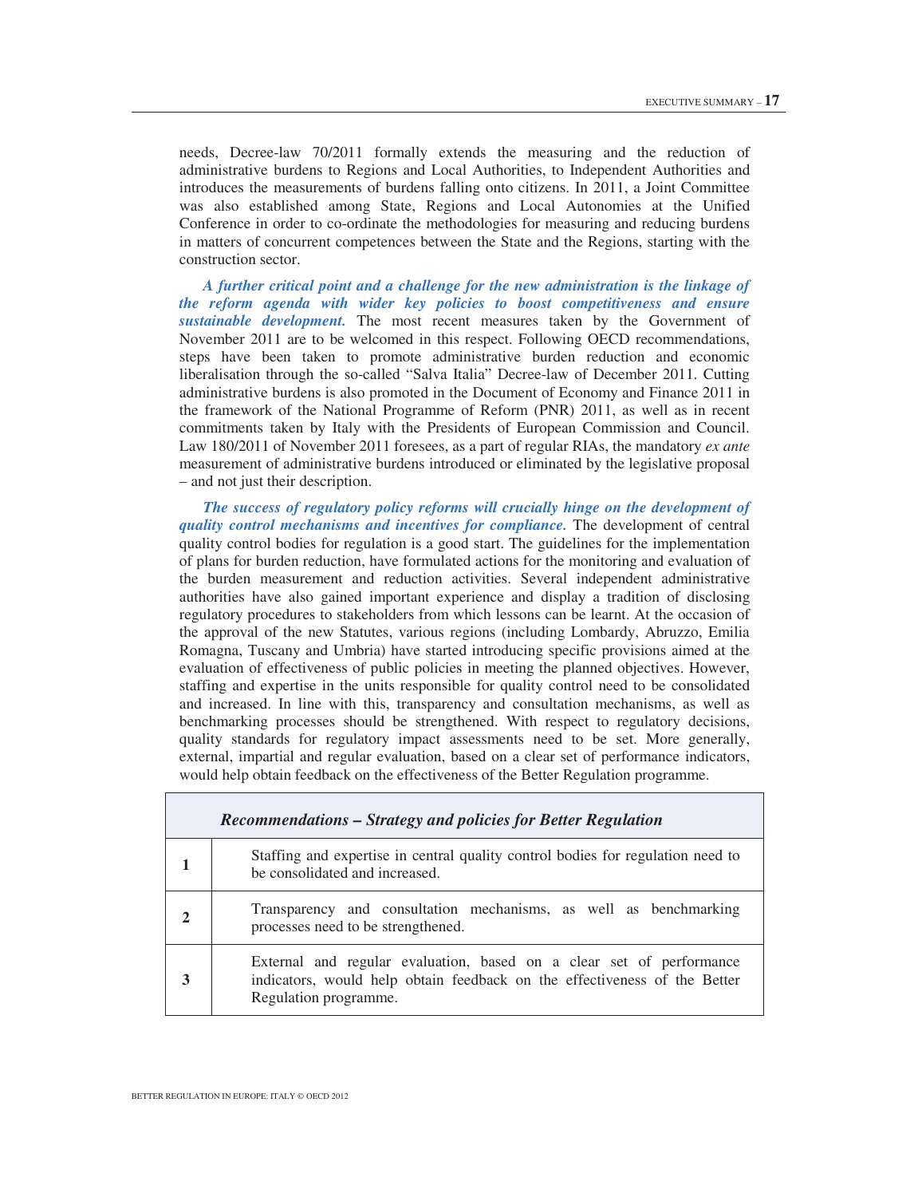needs, Decree-law 70/2011 formally extends the measuring and the reduction of administrative burdens to Regions and Local Authorities, to Independent Authorities and introduces the measurements of burdens falling onto citizens. In 2011, a Joint Committee was also established among State, Regions and Local Autonomies at the Unified Conference in order to co-ordinate the methodologies for measuring and reducing burdens in matters of concurrent competences between the State and the Regions, starting with the construction sector.

***A further critical point and a challenge for the new administration is the linkage of the reform agenda with wider key policies to boost competitiveness and ensure sustainable development.*** The most recent measures taken by the Government of November 2011 are to be welcomed in this respect. Following OECD recommendations, steps have been taken to promote administrative burden reduction and economic liberalisation through the so-called "Salva Italia" Decree-law of December 2011. Cutting administrative burdens is also promoted in the Document of Economy and Finance 2011 in the framework of the National Programme of Reform (PNR) 2011, as well as in recent commitments taken by Italy with the Presidents of European Commission and Council. Law 180/2011 of November 2011 foresees, as a part of regular RIAs, the mandatory *ex ante* measurement of administrative burdens introduced or eliminated by the legislative proposal – and not just their description.

***The success of regulatory policy reforms will crucially hinge on the development of quality control mechanisms and incentives for compliance.*** The development of central quality control bodies for regulation is a good start. The guidelines for the implementation of plans for burden reduction, have formulated actions for the monitoring and evaluation of the burden measurement and reduction activities. Several independent administrative authorities have also gained important experience and display a tradition of disclosing regulatory procedures to stakeholders from which lessons can be learnt. At the occasion of the approval of the new Statutes, various regions (including Lombardy, Abruzzo, Emilia Romagna, Tuscany and Umbria) have started introducing specific provisions aimed at the evaluation of effectiveness of public policies in meeting the planned objectives. However, staffing and expertise in the units responsible for quality control need to be consolidated and increased. In line with this, transparency and consultation mechanisms, as well as benchmarking processes should be strengthened. With respect to regulatory decisions, quality standards for regulatory impact assessments need to be set. More generally, external, impartial and regular evaluation, based on a clear set of performance indicators, would help obtain feedback on the effectiveness of the Better Regulation programme.

| ***Recommendations – Strategy and policies for Better Regulation*** | |
|---|---|
| **1** | Staffing and expertise in central quality control bodies for regulation need to be consolidated and increased. |
| **2** | Transparency and consultation mechanisms, as well as benchmarking processes need to be strengthened. |
| **3** | External and regular evaluation, based on a clear set of performance indicators, would help obtain feedback on the effectiveness of the Better Regulation programme. |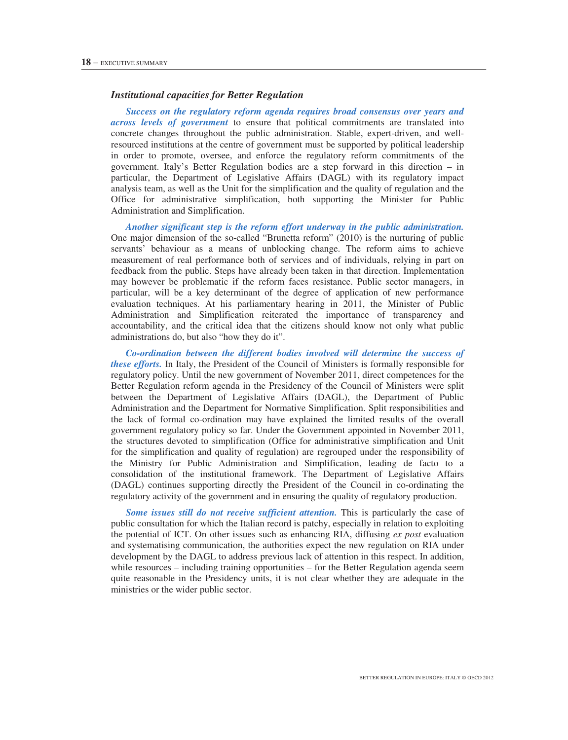### *Institutional capacities for Better Regulation*

***Success on the regulatory reform agenda requires broad consensus over years and across levels of government*** to ensure that political commitments are translated into concrete changes throughout the public administration. Stable, expert-driven, and well-resourced institutions at the centre of government must be supported by political leadership in order to promote, oversee, and enforce the regulatory reform commitments of the government. Italy's Better Regulation bodies are a step forward in this direction – in particular, the Department of Legislative Affairs (DAGL) with its regulatory impact analysis team, as well as the Unit for the simplification and the quality of regulation and the Office for administrative simplification, both supporting the Minister for Public Administration and Simplification.

***Another significant step is the reform effort underway in the public administration.*** One major dimension of the so-called "Brunetta reform" (2010) is the nurturing of public servants' behaviour as a means of unblocking change. The reform aims to achieve measurement of real performance both of services and of individuals, relying in part on feedback from the public. Steps have already been taken in that direction. Implementation may however be problematic if the reform faces resistance. Public sector managers, in particular, will be a key determinant of the degree of application of new performance evaluation techniques. At his parliamentary hearing in 2011, the Minister of Public Administration and Simplification reiterated the importance of transparency and accountability, and the critical idea that the citizens should know not only what public administrations do, but also "how they do it".

***Co-ordination between the different bodies involved will determine the success of these efforts.*** In Italy, the President of the Council of Ministers is formally responsible for regulatory policy. Until the new government of November 2011, direct competences for the Better Regulation reform agenda in the Presidency of the Council of Ministers were split between the Department of Legislative Affairs (DAGL), the Department of Public Administration and the Department for Normative Simplification. Split responsibilities and the lack of formal co-ordination may have explained the limited results of the overall government regulatory policy so far. Under the Government appointed in November 2011, the structures devoted to simplification (Office for administrative simplification and Unit for the simplification and quality of regulation) are regrouped under the responsibility of the Ministry for Public Administration and Simplification, leading de facto to a consolidation of the institutional framework. The Department of Legislative Affairs (DAGL) continues supporting directly the President of the Council in co-ordinating the regulatory activity of the government and in ensuring the quality of regulatory production.

***Some issues still do not receive sufficient attention.*** This is particularly the case of public consultation for which the Italian record is patchy, especially in relation to exploiting the potential of ICT. On other issues such as enhancing RIA, diffusing *ex post* evaluation and systematising communication, the authorities expect the new regulation on RIA under development by the DAGL to address previous lack of attention in this respect. In addition, while resources – including training opportunities – for the Better Regulation agenda seem quite reasonable in the Presidency units, it is not clear whether they are adequate in the ministries or the wider public sector.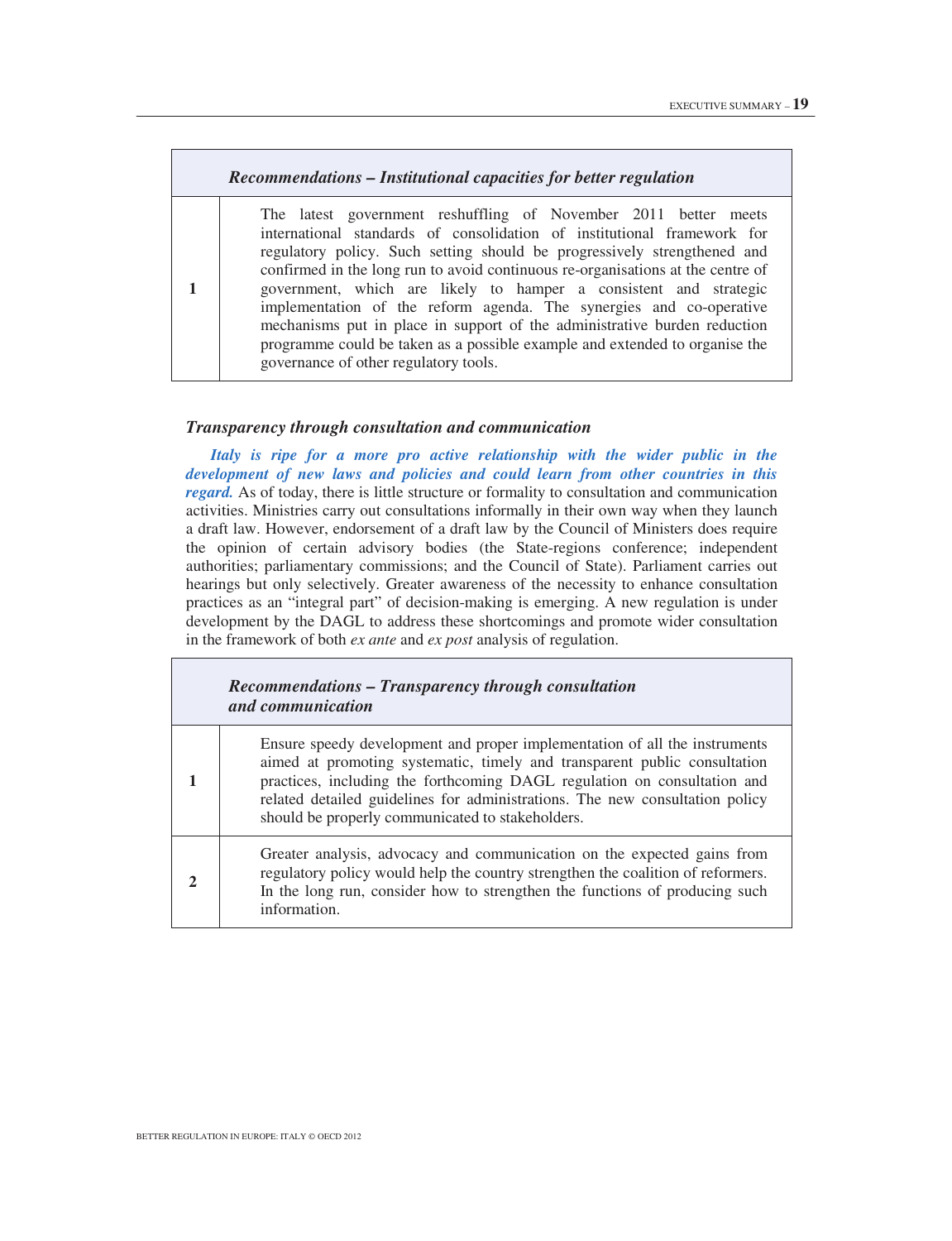| | ***Recommendations – Institutional capacities for better regulation*** |
|---|---|
| **1** | The latest government reshuffling of November 2011 better meets international standards of consolidation of institutional framework for regulatory policy. Such setting should be progressively strengthened and confirmed in the long run to avoid continuous re-organisations at the centre of government, which are likely to hamper a consistent and strategic implementation of the reform agenda. The synergies and co-operative mechanisms put in place in support of the administrative burden reduction programme could be taken as a possible example and extended to organise the governance of other regulatory tools. |

### *Transparency through consultation and communication*

***Italy is ripe for a more pro active relationship with the wider public in the development of new laws and policies and could learn from other countries in this regard.*** As of today, there is little structure or formality to consultation and communication activities. Ministries carry out consultations informally in their own way when they launch a draft law. However, endorsement of a draft law by the Council of Ministers does require the opinion of certain advisory bodies (the State-regions conference; independent authorities; parliamentary commissions; and the Council of State). Parliament carries out hearings but only selectively. Greater awareness of the necessity to enhance consultation practices as an "integral part" of decision-making is emerging. A new regulation is under development by the DAGL to address these shortcomings and promote wider consultation in the framework of both *ex ante* and *ex post* analysis of regulation.

| | ***Recommendations – Transparency through consultation and communication*** |
|---|---|
| **1** | Ensure speedy development and proper implementation of all the instruments aimed at promoting systematic, timely and transparent public consultation practices, including the forthcoming DAGL regulation on consultation and related detailed guidelines for administrations. The new consultation policy should be properly communicated to stakeholders. |
| **2** | Greater analysis, advocacy and communication on the expected gains from regulatory policy would help the country strengthen the coalition of reformers. In the long run, consider how to strengthen the functions of producing such information. |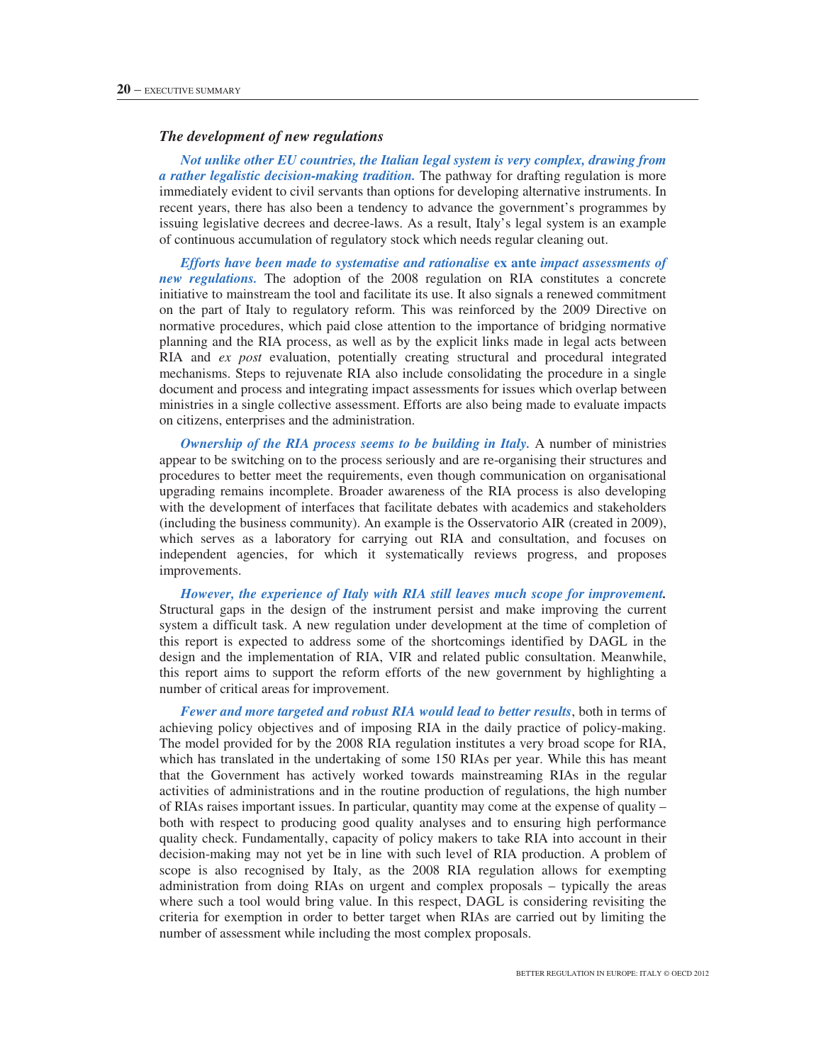### The development of new regulations

***Not unlike other EU countries, the Italian legal system is very complex, drawing from a rather legalistic decision-making tradition.*** The pathway for drafting regulation is more immediately evident to civil servants than options for developing alternative instruments. In recent years, there has also been a tendency to advance the government's programmes by issuing legislative decrees and decree-laws. As a result, Italy's legal system is an example of continuous accumulation of regulatory stock which needs regular cleaning out.

***Efforts have been made to systematise and rationalise* ex ante *impact assessments of new regulations.*** The adoption of the 2008 regulation on RIA constitutes a concrete initiative to mainstream the tool and facilitate its use. It also signals a renewed commitment on the part of Italy to regulatory reform. This was reinforced by the 2009 Directive on normative procedures, which paid close attention to the importance of bridging normative planning and the RIA process, as well as by the explicit links made in legal acts between RIA and *ex post* evaluation, potentially creating structural and procedural integrated mechanisms. Steps to rejuvenate RIA also include consolidating the procedure in a single document and process and integrating impact assessments for issues which overlap between ministries in a single collective assessment. Efforts are also being made to evaluate impacts on citizens, enterprises and the administration.

***Ownership of the RIA process seems to be building in Italy.*** A number of ministries appear to be switching on to the process seriously and are re-organising their structures and procedures to better meet the requirements, even though communication on organisational upgrading remains incomplete. Broader awareness of the RIA process is also developing with the development of interfaces that facilitate debates with academics and stakeholders (including the business community). An example is the Osservatorio AIR (created in 2009), which serves as a laboratory for carrying out RIA and consultation, and focuses on independent agencies, for which it systematically reviews progress, and proposes improvements.

***However, the experience of Italy with RIA still leaves much scope for improvement.*** Structural gaps in the design of the instrument persist and make improving the current system a difficult task. A new regulation under development at the time of completion of this report is expected to address some of the shortcomings identified by DAGL in the design and the implementation of RIA, VIR and related public consultation. Meanwhile, this report aims to support the reform efforts of the new government by highlighting a number of critical areas for improvement.

***Fewer and more targeted and robust RIA would lead to better results***, both in terms of achieving policy objectives and of imposing RIA in the daily practice of policy-making. The model provided for by the 2008 RIA regulation institutes a very broad scope for RIA, which has translated in the undertaking of some 150 RIAs per year. While this has meant that the Government has actively worked towards mainstreaming RIAs in the regular activities of administrations and in the routine production of regulations, the high number of RIAs raises important issues. In particular, quantity may come at the expense of quality – both with respect to producing good quality analyses and to ensuring high performance quality check. Fundamentally, capacity of policy makers to take RIA into account in their decision-making may not yet be in line with such level of RIA production. A problem of scope is also recognised by Italy, as the 2008 RIA regulation allows for exempting administration from doing RIAs on urgent and complex proposals – typically the areas where such a tool would bring value. In this respect, DAGL is considering revisiting the criteria for exemption in order to better target when RIAs are carried out by limiting the number of assessment while including the most complex proposals.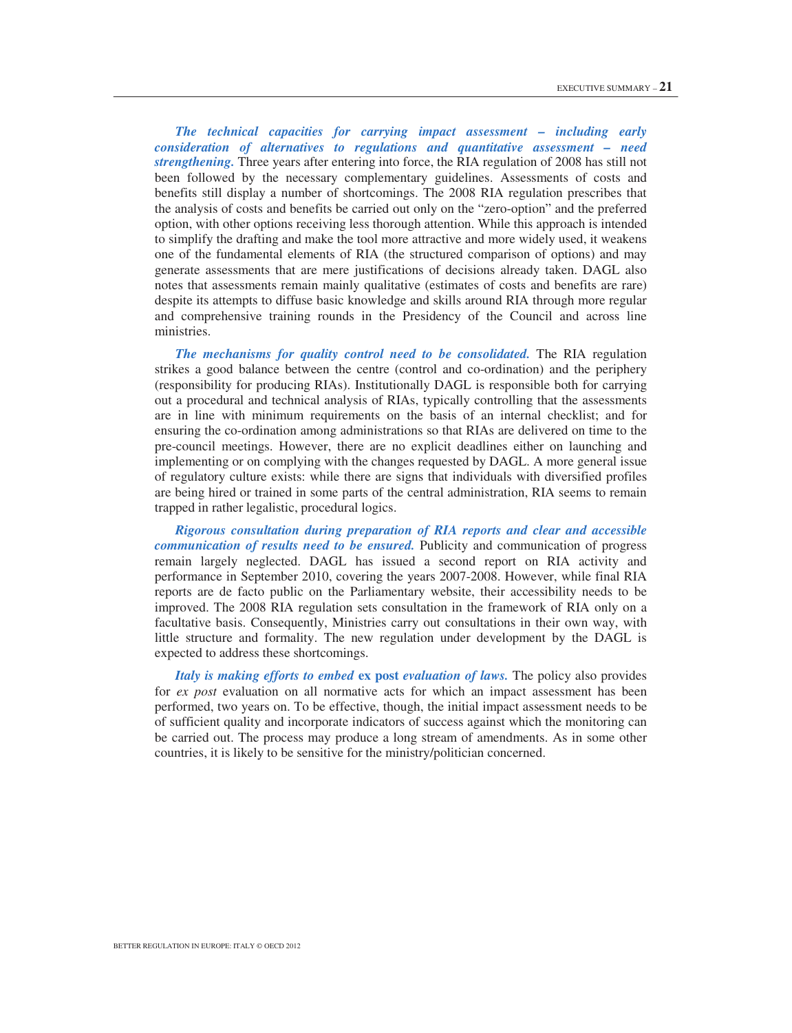***The technical capacities for carrying impact assessment – including early consideration of alternatives to regulations and quantitative assessment – need strengthening.*** Three years after entering into force, the RIA regulation of 2008 has still not been followed by the necessary complementary guidelines. Assessments of costs and benefits still display a number of shortcomings. The 2008 RIA regulation prescribes that the analysis of costs and benefits be carried out only on the "zero-option" and the preferred option, with other options receiving less thorough attention. While this approach is intended to simplify the drafting and make the tool more attractive and more widely used, it weakens one of the fundamental elements of RIA (the structured comparison of options) and may generate assessments that are mere justifications of decisions already taken. DAGL also notes that assessments remain mainly qualitative (estimates of costs and benefits are rare) despite its attempts to diffuse basic knowledge and skills around RIA through more regular and comprehensive training rounds in the Presidency of the Council and across line ministries.

***The mechanisms for quality control need to be consolidated.*** The RIA regulation strikes a good balance between the centre (control and co-ordination) and the periphery (responsibility for producing RIAs). Institutionally DAGL is responsible both for carrying out a procedural and technical analysis of RIAs, typically controlling that the assessments are in line with minimum requirements on the basis of an internal checklist; and for ensuring the co-ordination among administrations so that RIAs are delivered on time to the pre-council meetings. However, there are no explicit deadlines either on launching and implementing or on complying with the changes requested by DAGL. A more general issue of regulatory culture exists: while there are signs that individuals with diversified profiles are being hired or trained in some parts of the central administration, RIA seems to remain trapped in rather legalistic, procedural logics.

***Rigorous consultation during preparation of RIA reports and clear and accessible communication of results need to be ensured.*** Publicity and communication of progress remain largely neglected. DAGL has issued a second report on RIA activity and performance in September 2010, covering the years 2007-2008. However, while final RIA reports are de facto public on the Parliamentary website, their accessibility needs to be improved. The 2008 RIA regulation sets consultation in the framework of RIA only on a facultative basis. Consequently, Ministries carry out consultations in their own way, with little structure and formality. The new regulation under development by the DAGL is expected to address these shortcomings.

***Italy is making efforts to embed* ex post *evaluation of laws.*** The policy also provides for *ex post* evaluation on all normative acts for which an impact assessment has been performed, two years on. To be effective, though, the initial impact assessment needs to be of sufficient quality and incorporate indicators of success against which the monitoring can be carried out. The process may produce a long stream of amendments. As in some other countries, it is likely to be sensitive for the ministry/politician concerned.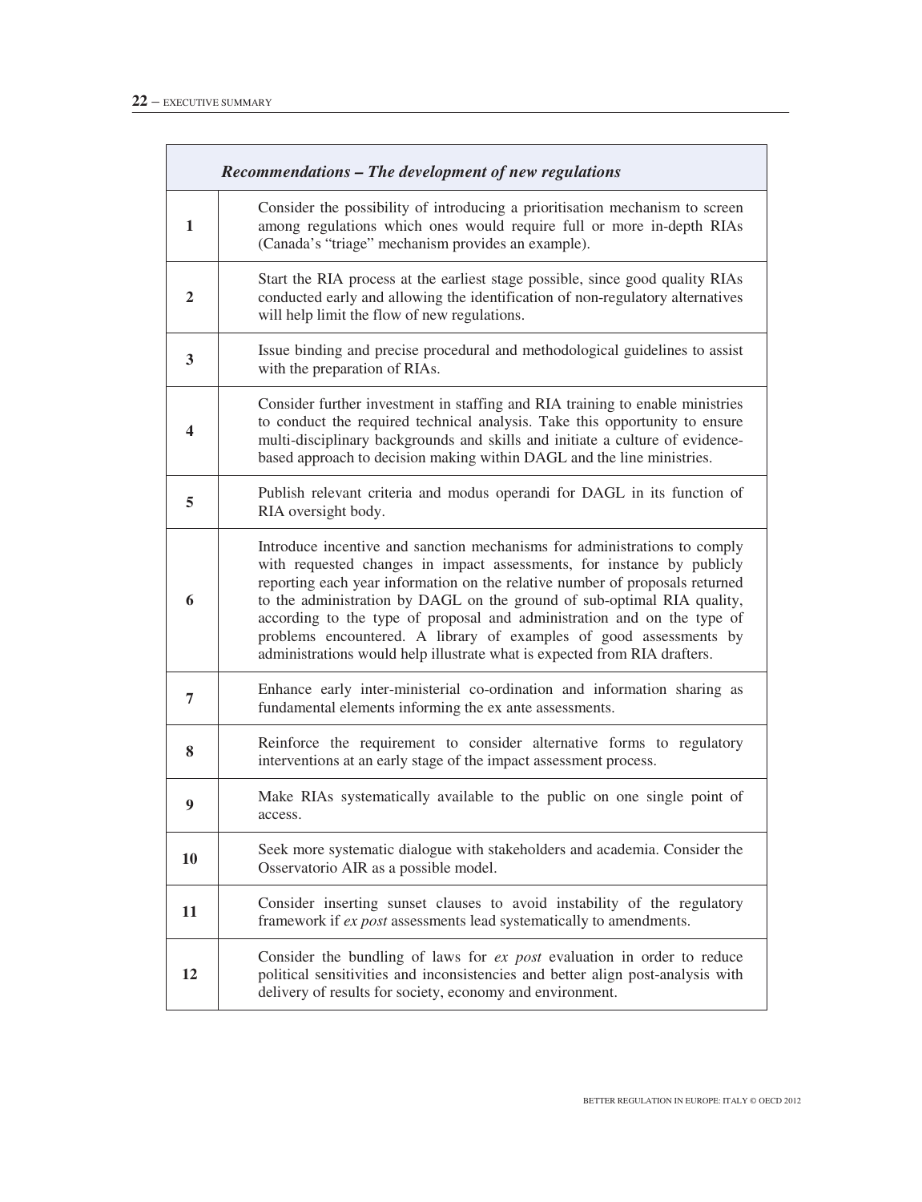| | *Recommendations – The development of new regulations* |
|---|---|
| **1** | Consider the possibility of introducing a prioritisation mechanism to screen among regulations which ones would require full or more in-depth RIAs (Canada's "triage" mechanism provides an example). |
| **2** | Start the RIA process at the earliest stage possible, since good quality RIAs conducted early and allowing the identification of non-regulatory alternatives will help limit the flow of new regulations. |
| **3** | Issue binding and precise procedural and methodological guidelines to assist with the preparation of RIAs. |
| **4** | Consider further investment in staffing and RIA training to enable ministries to conduct the required technical analysis. Take this opportunity to ensure multi-disciplinary backgrounds and skills and initiate a culture of evidence-based approach to decision making within DAGL and the line ministries. |
| **5** | Publish relevant criteria and modus operandi for DAGL in its function of RIA oversight body. |
| **6** | Introduce incentive and sanction mechanisms for administrations to comply with requested changes in impact assessments, for instance by publicly reporting each year information on the relative number of proposals returned to the administration by DAGL on the ground of sub-optimal RIA quality, according to the type of proposal and administration and on the type of problems encountered. A library of examples of good assessments by administrations would help illustrate what is expected from RIA drafters. |
| **7** | Enhance early inter-ministerial co-ordination and information sharing as fundamental elements informing the ex ante assessments. |
| **8** | Reinforce the requirement to consider alternative forms to regulatory interventions at an early stage of the impact assessment process. |
| **9** | Make RIAs systematically available to the public on one single point of access. |
| **10** | Seek more systematic dialogue with stakeholders and academia. Consider the Osservatorio AIR as a possible model. |
| **11** | Consider inserting sunset clauses to avoid instability of the regulatory framework if *ex post* assessments lead systematically to amendments. |
| **12** | Consider the bundling of laws for *ex post* evaluation in order to reduce political sensitivities and inconsistencies and better align post-analysis with delivery of results for society, economy and environment. |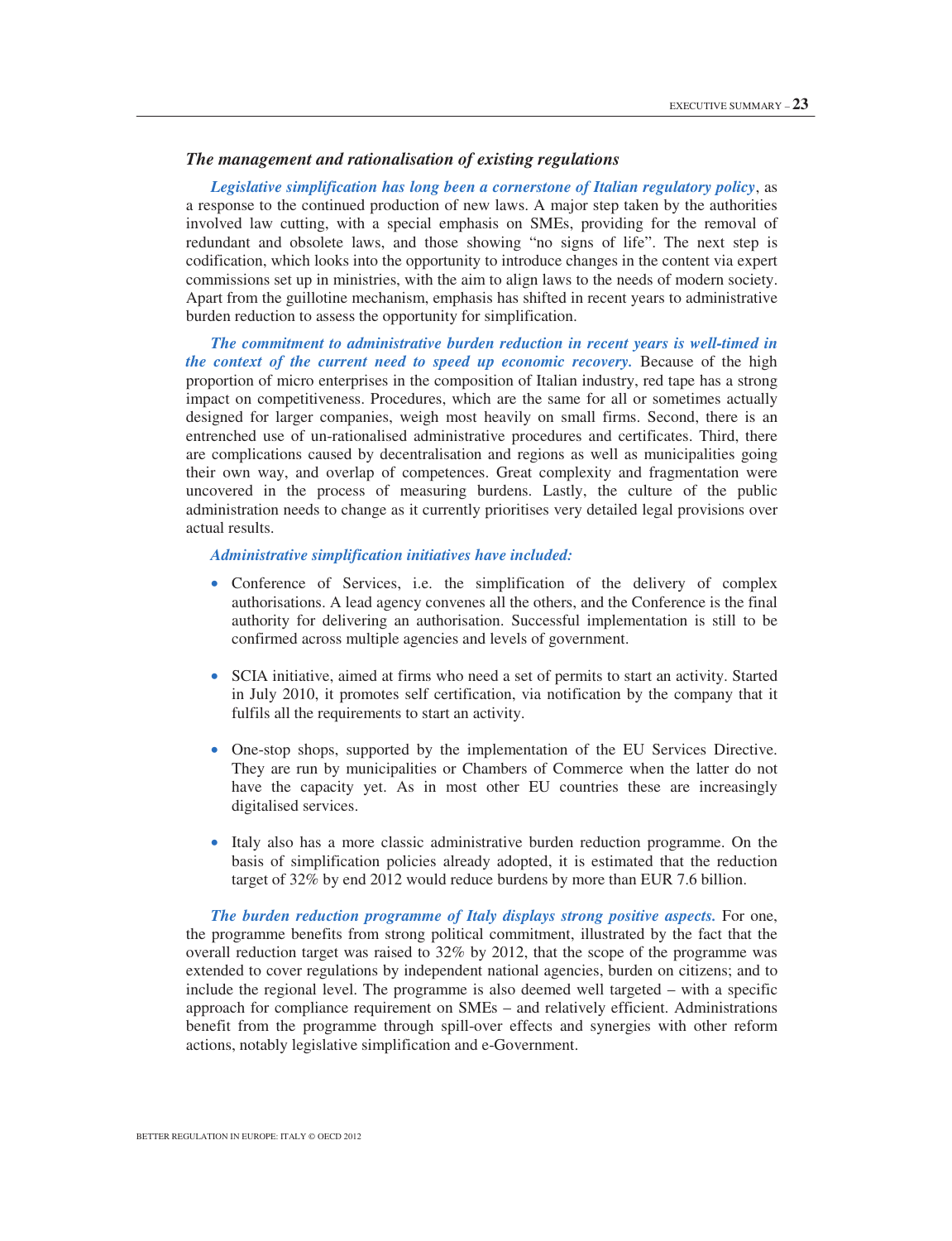### *The management and rationalisation of existing regulations*

***Legislative simplification has long been a cornerstone of Italian regulatory policy***, as a response to the continued production of new laws. A major step taken by the authorities involved law cutting, with a special emphasis on SMEs, providing for the removal of redundant and obsolete laws, and those showing "no signs of life". The next step is codification, which looks into the opportunity to introduce changes in the content via expert commissions set up in ministries, with the aim to align laws to the needs of modern society. Apart from the guillotine mechanism, emphasis has shifted in recent years to administrative burden reduction to assess the opportunity for simplification.

***The commitment to administrative burden reduction in recent years is well-timed in the context of the current need to speed up economic recovery.*** Because of the high proportion of micro enterprises in the composition of Italian industry, red tape has a strong impact on competitiveness. Procedures, which are the same for all or sometimes actually designed for larger companies, weigh most heavily on small firms. Second, there is an entrenched use of un-rationalised administrative procedures and certificates. Third, there are complications caused by decentralisation and regions as well as municipalities going their own way, and overlap of competences. Great complexity and fragmentation were uncovered in the process of measuring burdens. Lastly, the culture of the public administration needs to change as it currently prioritises very detailed legal provisions over actual results.

***Administrative simplification initiatives have included:***

- Conference of Services, i.e. the simplification of the delivery of complex authorisations. A lead agency convenes all the others, and the Conference is the final authority for delivering an authorisation. Successful implementation is still to be confirmed across multiple agencies and levels of government.

- SCIA initiative, aimed at firms who need a set of permits to start an activity. Started in July 2010, it promotes self certification, via notification by the company that it fulfils all the requirements to start an activity.

- One-stop shops, supported by the implementation of the EU Services Directive. They are run by municipalities or Chambers of Commerce when the latter do not have the capacity yet. As in most other EU countries these are increasingly digitalised services.

- Italy also has a more classic administrative burden reduction programme. On the basis of simplification policies already adopted, it is estimated that the reduction target of 32% by end 2012 would reduce burdens by more than EUR 7.6 billion.

***The burden reduction programme of Italy displays strong positive aspects.*** For one, the programme benefits from strong political commitment, illustrated by the fact that the overall reduction target was raised to 32% by 2012, that the scope of the programme was extended to cover regulations by independent national agencies, burden on citizens; and to include the regional level. The programme is also deemed well targeted – with a specific approach for compliance requirement on SMEs – and relatively efficient. Administrations benefit from the programme through spill-over effects and synergies with other reform actions, notably legislative simplification and e-Government.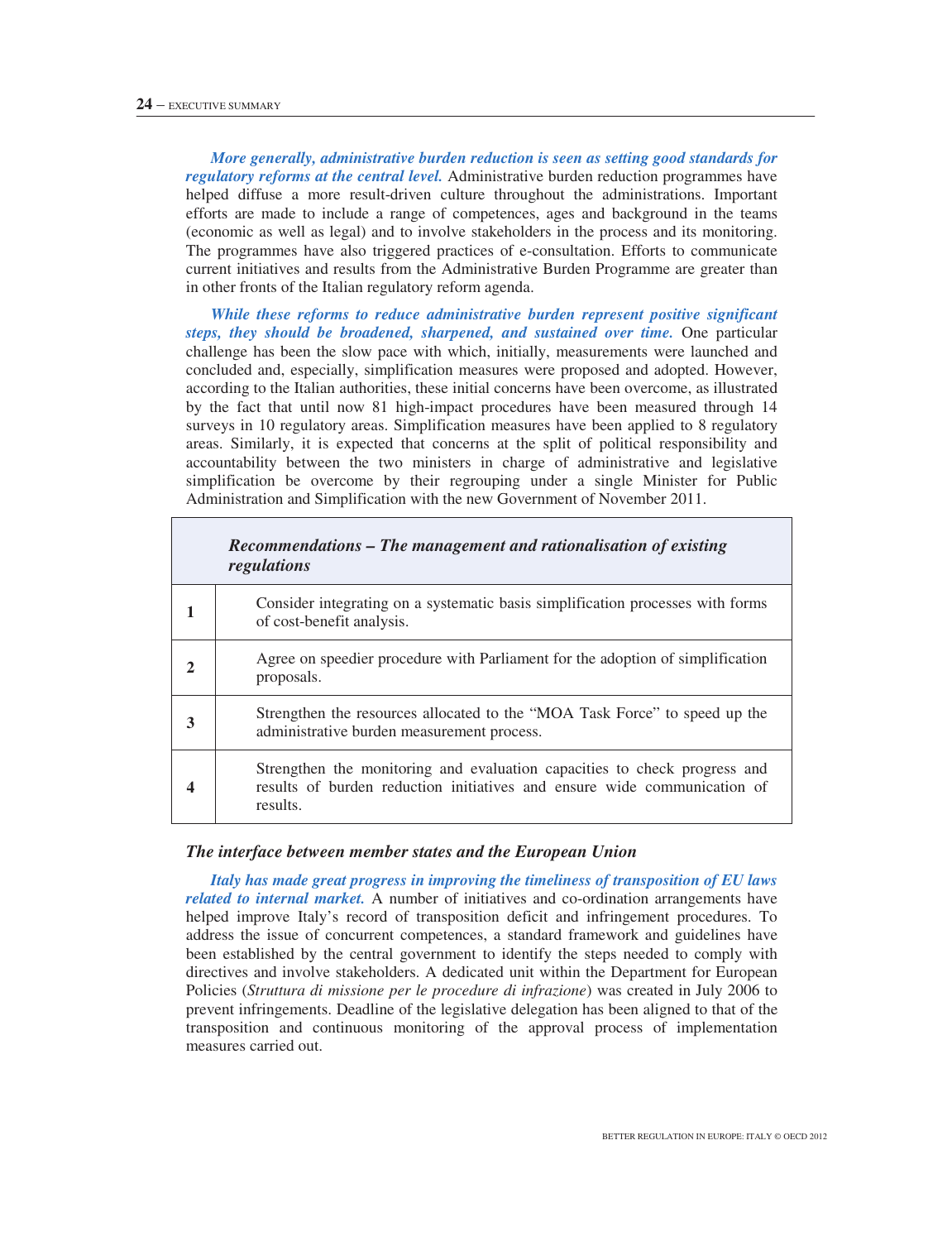***More generally, administrative burden reduction is seen as setting good standards for regulatory reforms at the central level.*** Administrative burden reduction programmes have helped diffuse a more result-driven culture throughout the administrations. Important efforts are made to include a range of competences, ages and background in the teams (economic as well as legal) and to involve stakeholders in the process and its monitoring. The programmes have also triggered practices of e-consultation. Efforts to communicate current initiatives and results from the Administrative Burden Programme are greater than in other fronts of the Italian regulatory reform agenda.

***While these reforms to reduce administrative burden represent positive significant steps, they should be broadened, sharpened, and sustained over time.*** One particular challenge has been the slow pace with which, initially, measurements were launched and concluded and, especially, simplification measures were proposed and adopted. However, according to the Italian authorities, these initial concerns have been overcome, as illustrated by the fact that until now 81 high-impact procedures have been measured through 14 surveys in 10 regulatory areas. Simplification measures have been applied to 8 regulatory areas. Similarly, it is expected that concerns at the split of political responsibility and accountability between the two ministers in charge of administrative and legislative simplification be overcome by their regrouping under a single Minister for Public Administration and Simplification with the new Government of November 2011.

| | ***Recommendations – The management and rationalisation of existing regulations*** |
|---|---|
| **1** | Consider integrating on a systematic basis simplification processes with forms of cost-benefit analysis. |
| **2** | Agree on speedier procedure with Parliament for the adoption of simplification proposals. |
| **3** | Strengthen the resources allocated to the "MOA Task Force" to speed up the administrative burden measurement process. |
| **4** | Strengthen the monitoring and evaluation capacities to check progress and results of burden reduction initiatives and ensure wide communication of results. |

### *The interface between member states and the European Union*

***Italy has made great progress in improving the timeliness of transposition of EU laws related to internal market.*** A number of initiatives and co-ordination arrangements have helped improve Italy's record of transposition deficit and infringement procedures. To address the issue of concurrent competences, a standard framework and guidelines have been established by the central government to identify the steps needed to comply with directives and involve stakeholders. A dedicated unit within the Department for European Policies (*Struttura di missione per le procedure di infrazione*) was created in July 2006 to prevent infringements. Deadline of the legislative delegation has been aligned to that of the transposition and continuous monitoring of the approval process of implementation measures carried out.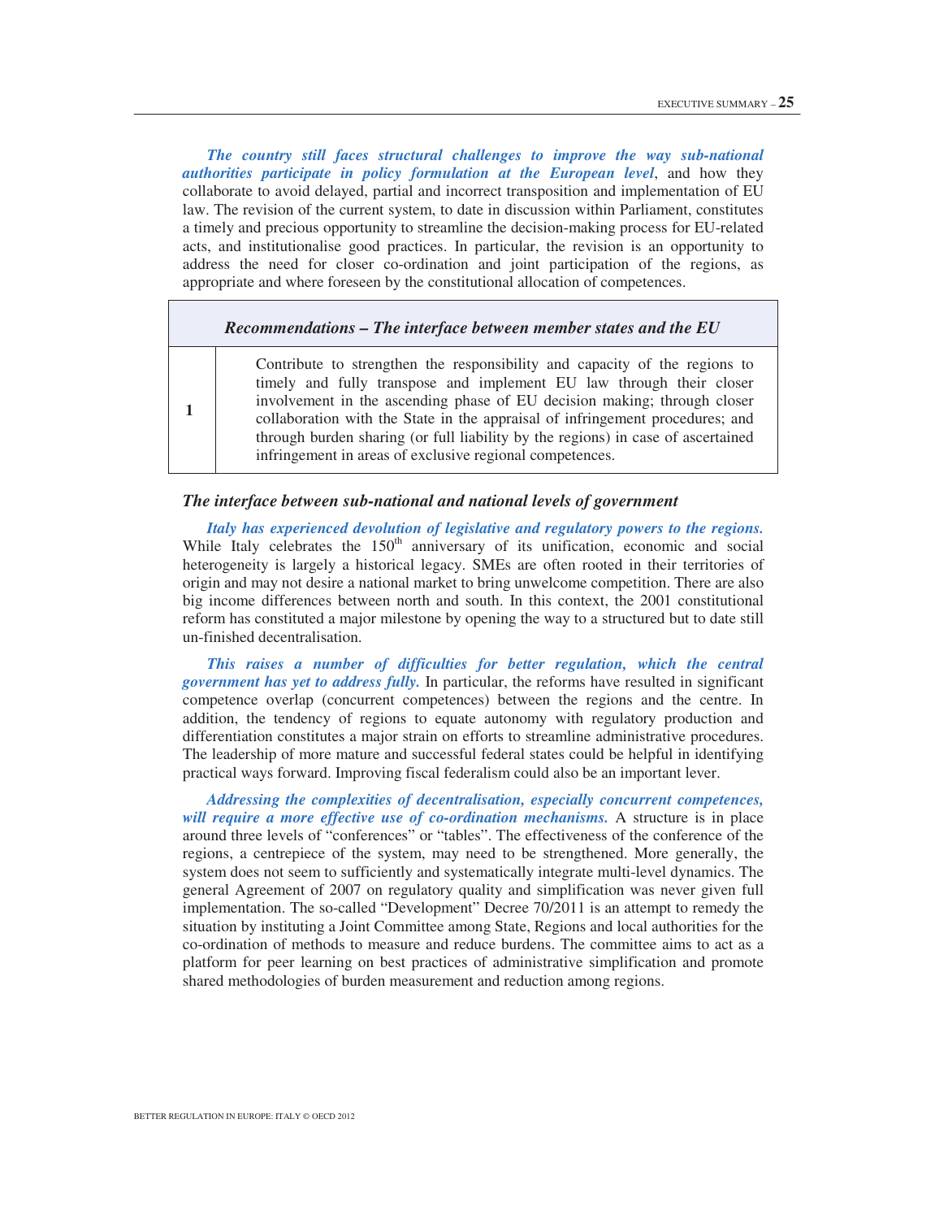***The country still faces structural challenges to improve the way sub-national authorities participate in policy formulation at the European level***, and how they collaborate to avoid delayed, partial and incorrect transposition and implementation of EU law. The revision of the current system, to date in discussion within Parliament, constitutes a timely and precious opportunity to streamline the decision-making process for EU-related acts, and institutionalise good practices. In particular, the revision is an opportunity to address the need for closer co-ordination and joint participation of the regions, as appropriate and where foreseen by the constitutional allocation of competences.

| | *Recommendations – The interface between member states and the EU* |
|---|---|
| **1** | Contribute to strengthen the responsibility and capacity of the regions to timely and fully transpose and implement EU law through their closer involvement in the ascending phase of EU decision making; through closer collaboration with the State in the appraisal of infringement procedures; and through burden sharing (or full liability by the regions) in case of ascertained infringement in areas of exclusive regional competences. |

### *The interface between sub-national and national levels of government*

***Italy has experienced devolution of legislative and regulatory powers to the regions.*** While Italy celebrates the 150th anniversary of its unification, economic and social heterogeneity is largely a historical legacy. SMEs are often rooted in their territories of origin and may not desire a national market to bring unwelcome competition. There are also big income differences between north and south. In this context, the 2001 constitutional reform has constituted a major milestone by opening the way to a structured but to date still un-finished decentralisation.

***This raises a number of difficulties for better regulation, which the central government has yet to address fully.*** In particular, the reforms have resulted in significant competence overlap (concurrent competences) between the regions and the centre. In addition, the tendency of regions to equate autonomy with regulatory production and differentiation constitutes a major strain on efforts to streamline administrative procedures. The leadership of more mature and successful federal states could be helpful in identifying practical ways forward. Improving fiscal federalism could also be an important lever.

***Addressing the complexities of decentralisation, especially concurrent competences, will require a more effective use of co-ordination mechanisms.*** A structure is in place around three levels of "conferences" or "tables". The effectiveness of the conference of the regions, a centrepiece of the system, may need to be strengthened. More generally, the system does not seem to sufficiently and systematically integrate multi-level dynamics. The general Agreement of 2007 on regulatory quality and simplification was never given full implementation. The so-called "Development" Decree 70/2011 is an attempt to remedy the situation by instituting a Joint Committee among State, Regions and local authorities for the co-ordination of methods to measure and reduce burdens. The committee aims to act as a platform for peer learning on best practices of administrative simplification and promote shared methodologies of burden measurement and reduction among regions.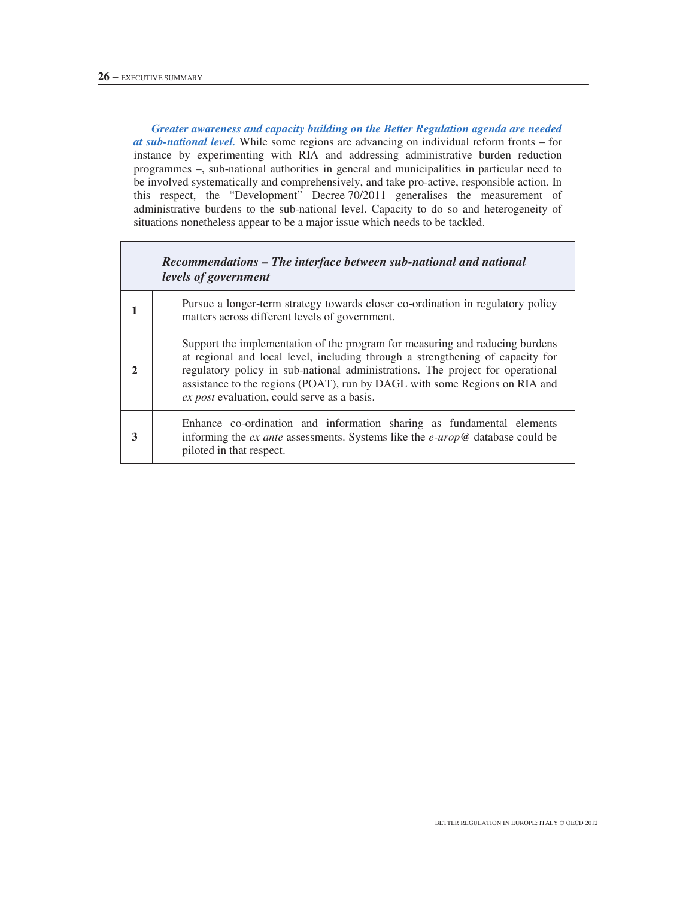***Greater awareness and capacity building on the Better Regulation agenda are needed at sub-national level.*** While some regions are advancing on individual reform fronts – for instance by experimenting with RIA and addressing administrative burden reduction programmes –, sub-national authorities in general and municipalities in particular need to be involved systematically and comprehensively, and take pro-active, responsible action. In this respect, the "Development" Decree 70/2011 generalises the measurement of administrative burdens to the sub-national level. Capacity to do so and heterogeneity of situations nonetheless appear to be a major issue which needs to be tackled.

| | ***Recommendations – The interface between sub-national and national levels of government*** |
|---|---|
| **1** | Pursue a longer-term strategy towards closer co-ordination in regulatory policy matters across different levels of government. |
| **2** | Support the implementation of the program for measuring and reducing burdens at regional and local level, including through a strengthening of capacity for regulatory policy in sub-national administrations. The project for operational assistance to the regions (POAT), run by DAGL with some Regions on RIA and *ex post* evaluation, could serve as a basis. |
| **3** | Enhance co-ordination and information sharing as fundamental elements informing the *ex ante* assessments. Systems like the *e-urop@* database could be piloted in that respect. |